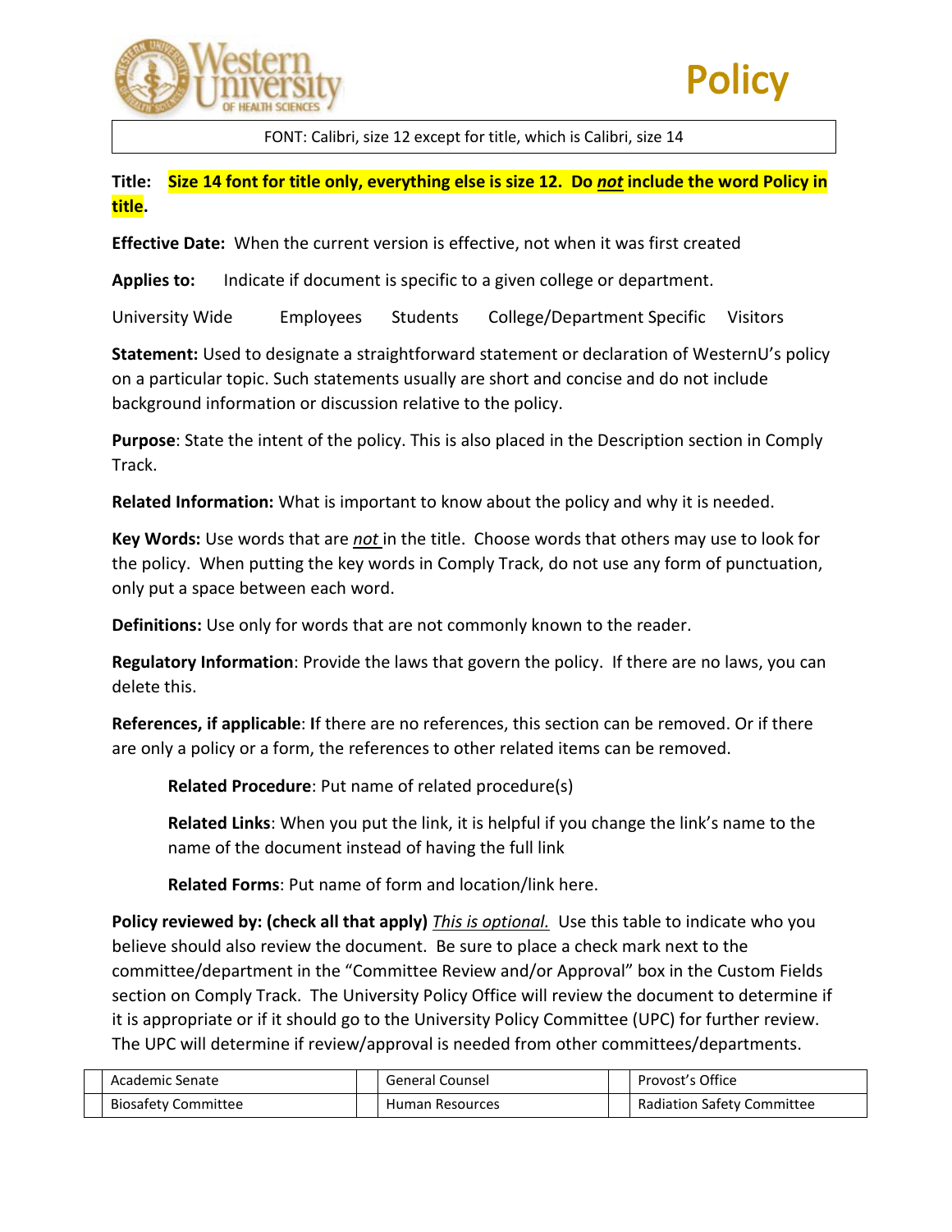# Policy

FONT: Calibri, size 12 except for title, which is Calibri, size 14

**Title:** **Size 14 font for title only, everything else is size 12. Do *not* include the word Policy in title.**

**Effective Date:** When the current version is effective, not when it was first created

**Applies to:** Indicate if document is specific to a given college or department.

University Wide Employees Students College/Department Specific Visitors

**Statement:** Used to designate a straightforward statement or declaration of WesternU's policy on a particular topic. Such statements usually are short and concise and do not include background information or discussion relative to the policy.

**Purpose**: State the intent of the policy. This is also placed in the Description section in Comply Track.

**Related Information:** What is important to know about the policy and why it is needed.

**Key Words:** Use words that are *not* in the title. Choose words that others may use to look for the policy. When putting the key words in Comply Track, do not use any form of punctuation, only put a space between each word.

**Definitions:** Use only for words that are not commonly known to the reader.

**Regulatory Information**: Provide the laws that govern the policy. If there are no laws, you can delete this.

**References, if applicable**: **I**f there are no references, this section can be removed. Or if there are only a policy or a form, the references to other related items can be removed.

> **Related Procedure**: Put name of related procedure(s)
>
> **Related Links**: When you put the link, it is helpful if you change the link's name to the name of the document instead of having the full link
>
> **Related Forms**: Put name of form and location/link here.

**Policy reviewed by: (check all that apply)** *This is optional.* Use this table to indicate who you believe should also review the document. Be sure to place a check mark next to the committee/department in the "Committee Review and/or Approval" box in the Custom Fields section on Comply Track. The University Policy Office will review the document to determine if it is appropriate or if it should go to the University Policy Committee (UPC) for further review. The UPC will determine if review/approval is needed from other committees/departments.

| | | | | | |
|---|---|---|---|---|---|
| | Academic Senate | | General Counsel | | Provost's Office |
| | Biosafety Committee | | Human Resources | | Radiation Safety Committee |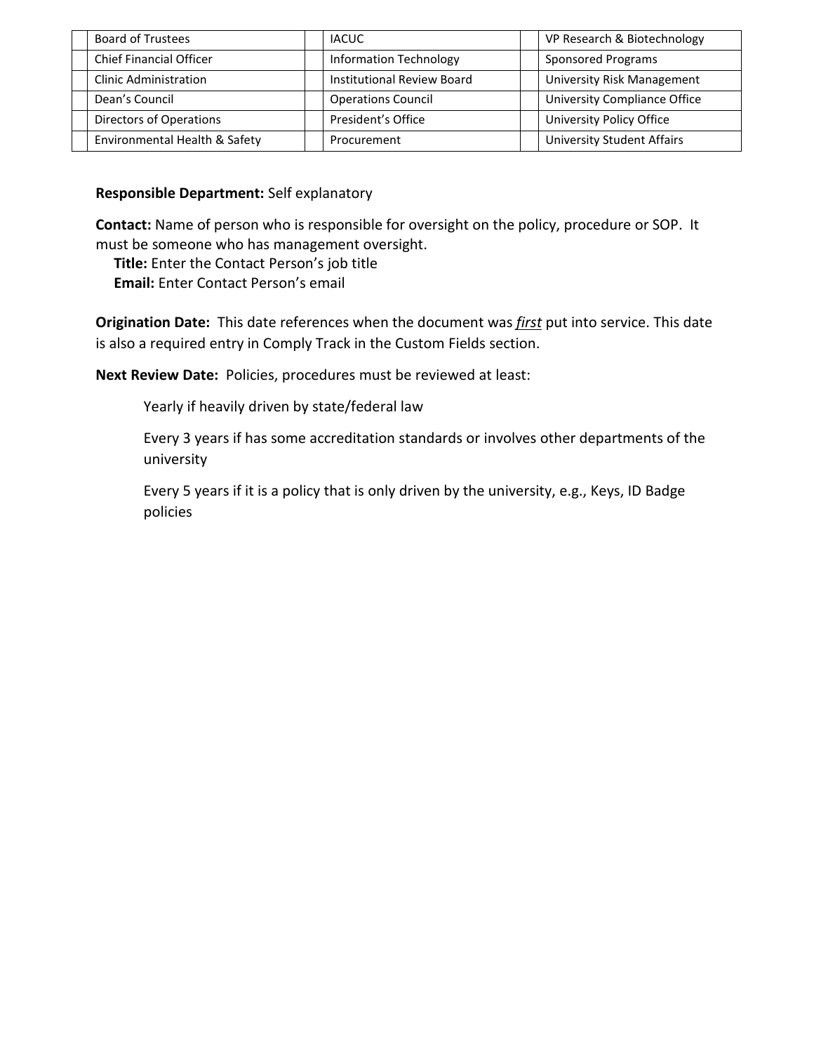| | | | | | |
|---|---|---|---|---|---|
| | Board of Trustees | | IACUC | | VP Research & Biotechnology |
| | Chief Financial Officer | | Information Technology | | Sponsored Programs |
| | Clinic Administration | | Institutional Review Board | | University Risk Management |
| | Dean's Council | | Operations Council | | University Compliance Office |
| | Directors of Operations | | President's Office | | University Policy Office |
| | Environmental Health & Safety | | Procurement | | University Student Affairs |

**Responsible Department:** Self explanatory

**Contact:** Name of person who is responsible for oversight on the policy, procedure or SOP. It must be someone who has management oversight.

**Title:** Enter the Contact Person's job title

**Email:** Enter Contact Person's email

**Origination Date:** This date references when the document was ***first*** put into service. This date is also a required entry in Comply Track in the Custom Fields section.

**Next Review Date:** Policies, procedures must be reviewed at least:

Yearly if heavily driven by state/federal law

Every 3 years if has some accreditation standards or involves other departments of the university

Every 5 years if it is a policy that is only driven by the university, e.g., Keys, ID Badge policies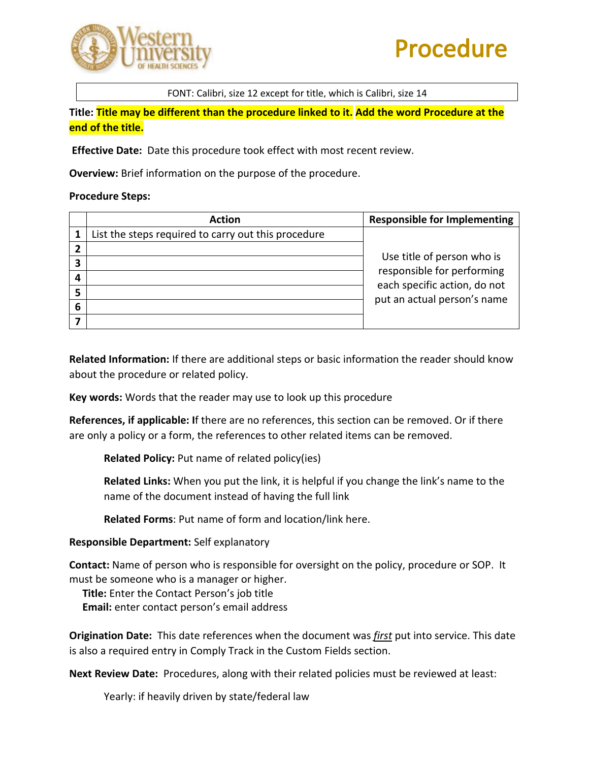# Procedure

FONT: Calibri, size 12 except for title, which is Calibri, size 14

**Title: Title may be different than the procedure linked to it. Add the word Procedure at the end of the title.**

**Effective Date:** Date this procedure took effect with most recent review.

**Overview:** Brief information on the purpose of the procedure.

**Procedure Steps:**

| | Action | Responsible for Implementing |
|---|---|---|
| **1** | List the steps required to carry out this procedure | Use title of person who is responsible for performing each specific action, do not put an actual person's name |
| **2** | | |
| **3** | | |
| **4** | | |
| **5** | | |
| **6** | | |
| **7** | | |

**Related Information:** If there are additional steps or basic information the reader should know about the procedure or related policy.

**Key words:** Words that the reader may use to look up this procedure

**References, if applicable: I**f there are no references, this section can be removed. Or if there are only a policy or a form, the references to other related items can be removed.

> **Related Policy:** Put name of related policy(ies)
>
> **Related Links:** When you put the link, it is helpful if you change the link's name to the name of the document instead of having the full link
>
> **Related Forms**: Put name of form and location/link here.

**Responsible Department:** Self explanatory

**Contact:** Name of person who is responsible for oversight on the policy, procedure or SOP. It must be someone who is a manager or higher.
**Title:** Enter the Contact Person's job title
**Email:** enter contact person's email address

**Origination Date:** This date references when the document was ***first*** put into service. This date is also a required entry in Comply Track in the Custom Fields section.

**Next Review Date:** Procedures, along with their related policies must be reviewed at least:

> Yearly: if heavily driven by state/federal law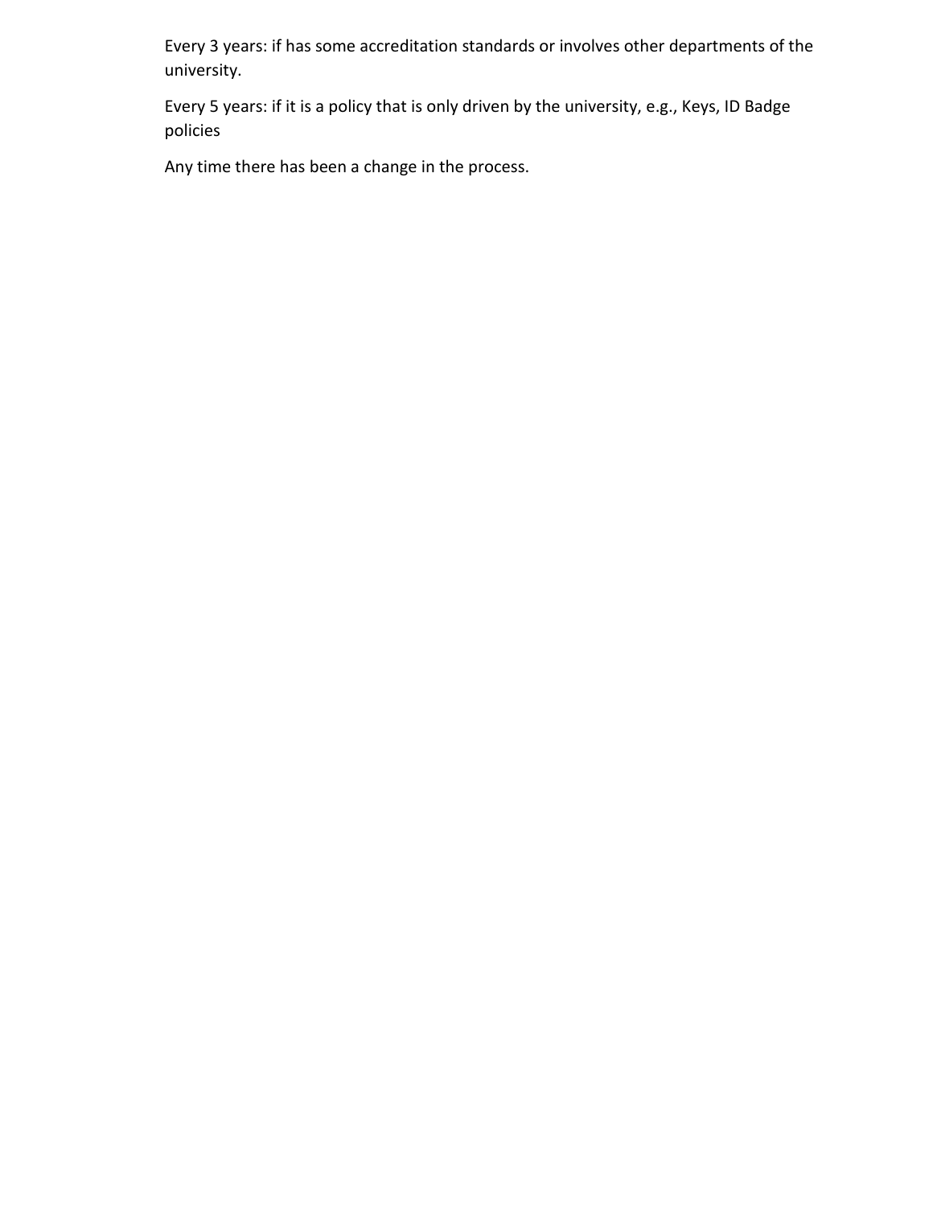Every 3 years: if has some accreditation standards or involves other departments of the university.

Every 5 years: if it is a policy that is only driven by the university, e.g., Keys, ID Badge policies

Any time there has been a change in the process.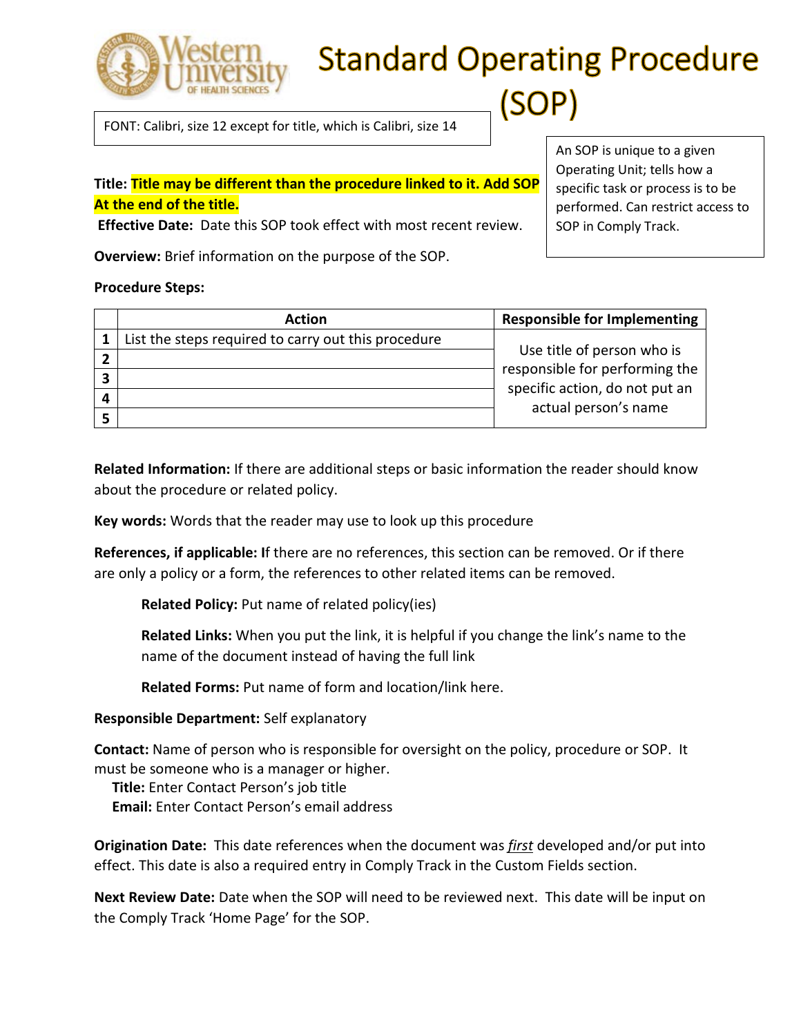# Standard Operating Procedure (SOP)

FONT: Calibri, size 12 except for title, which is Calibri, size 14

An SOP is unique to a given Operating Unit; tells how a specific task or process is to be performed. Can restrict access to SOP in Comply Track.

**Title: Title may be different than the procedure linked to it. Add SOP At the end of the title.**

**Effective Date:** Date this SOP took effect with most recent review.

**Overview:** Brief information on the purpose of the SOP.

**Procedure Steps:**

| | Action | Responsible for Implementing |
|---|---|---|
| 1 | List the steps required to carry out this procedure | Use title of person who is responsible for performing the specific action, do not put an actual person's name |
| 2 | | |
| 3 | | |
| 4 | | |
| 5 | | |

**Related Information:** If there are additional steps or basic information the reader should know about the procedure or related policy.

**Key words:** Words that the reader may use to look up this procedure

**References, if applicable: I**f there are no references, this section can be removed. Or if there are only a policy or a form, the references to other related items can be removed.

> **Related Policy:** Put name of related policy(ies)
>
> **Related Links:** When you put the link, it is helpful if you change the link's name to the name of the document instead of having the full link
>
> **Related Forms:** Put name of form and location/link here.

**Responsible Department:** Self explanatory

**Contact:** Name of person who is responsible for oversight on the policy, procedure or SOP. It must be someone who is a manager or higher.
**Title:** Enter Contact Person's job title
**Email:** Enter Contact Person's email address

**Origination Date:** This date references when the document was ***first*** developed and/or put into effect. This date is also a required entry in Comply Track in the Custom Fields section.

**Next Review Date:** Date when the SOP will need to be reviewed next. This date will be input on the Comply Track 'Home Page' for the SOP.